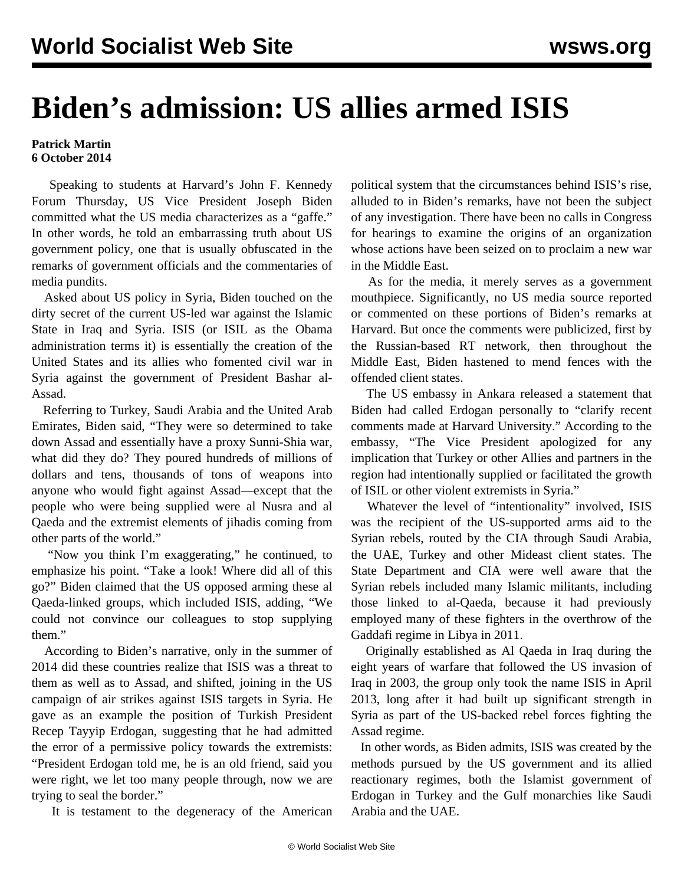# Biden's admission: US allies armed ISIS

**Patrick Martin**
**6 October 2014**

Speaking to students at Harvard's John F. Kennedy Forum Thursday, US Vice President Joseph Biden committed what the US media characterizes as a "gaffe." In other words, he told an embarrassing truth about US government policy, one that is usually obfuscated in the remarks of government officials and the commentaries of media pundits.

Asked about US policy in Syria, Biden touched on the dirty secret of the current US-led war against the Islamic State in Iraq and Syria. ISIS (or ISIL as the Obama administration terms it) is essentially the creation of the United States and its allies who fomented civil war in Syria against the government of President Bashar al-Assad.

Referring to Turkey, Saudi Arabia and the United Arab Emirates, Biden said, "They were so determined to take down Assad and essentially have a proxy Sunni-Shia war, what did they do? They poured hundreds of millions of dollars and tens, thousands of tons of weapons into anyone who would fight against Assad—except that the people who were being supplied were al Nusra and al Qaeda and the extremist elements of jihadis coming from other parts of the world."

"Now you think I'm exaggerating," he continued, to emphasize his point. "Take a look! Where did all of this go?" Biden claimed that the US opposed arming these al Qaeda-linked groups, which included ISIS, adding, "We could not convince our colleagues to stop supplying them."

According to Biden's narrative, only in the summer of 2014 did these countries realize that ISIS was a threat to them as well as to Assad, and shifted, joining in the US campaign of air strikes against ISIS targets in Syria. He gave as an example the position of Turkish President Recep Tayyip Erdogan, suggesting that he had admitted the error of a permissive policy towards the extremists: "President Erdogan told me, he is an old friend, said you were right, we let too many people through, now we are trying to seal the border."

It is testament to the degeneracy of the American political system that the circumstances behind ISIS's rise, alluded to in Biden's remarks, have not been the subject of any investigation. There have been no calls in Congress for hearings to examine the origins of an organization whose actions have been seized on to proclaim a new war in the Middle East.

As for the media, it merely serves as a government mouthpiece. Significantly, no US media source reported or commented on these portions of Biden's remarks at Harvard. But once the comments were publicized, first by the Russian-based RT network, then throughout the Middle East, Biden hastened to mend fences with the offended client states.

The US embassy in Ankara released a statement that Biden had called Erdogan personally to "clarify recent comments made at Harvard University." According to the embassy, "The Vice President apologized for any implication that Turkey or other Allies and partners in the region had intentionally supplied or facilitated the growth of ISIL or other violent extremists in Syria."

Whatever the level of "intentionality" involved, ISIS was the recipient of the US-supported arms aid to the Syrian rebels, routed by the CIA through Saudi Arabia, the UAE, Turkey and other Mideast client states. The State Department and CIA were well aware that the Syrian rebels included many Islamic militants, including those linked to al-Qaeda, because it had previously employed many of these fighters in the overthrow of the Gaddafi regime in Libya in 2011.

Originally established as Al Qaeda in Iraq during the eight years of warfare that followed the US invasion of Iraq in 2003, the group only took the name ISIS in April 2013, long after it had built up significant strength in Syria as part of the US-backed rebel forces fighting the Assad regime.

In other words, as Biden admits, ISIS was created by the methods pursued by the US government and its allied reactionary regimes, both the Islamist government of Erdogan in Turkey and the Gulf monarchies like Saudi Arabia and the UAE.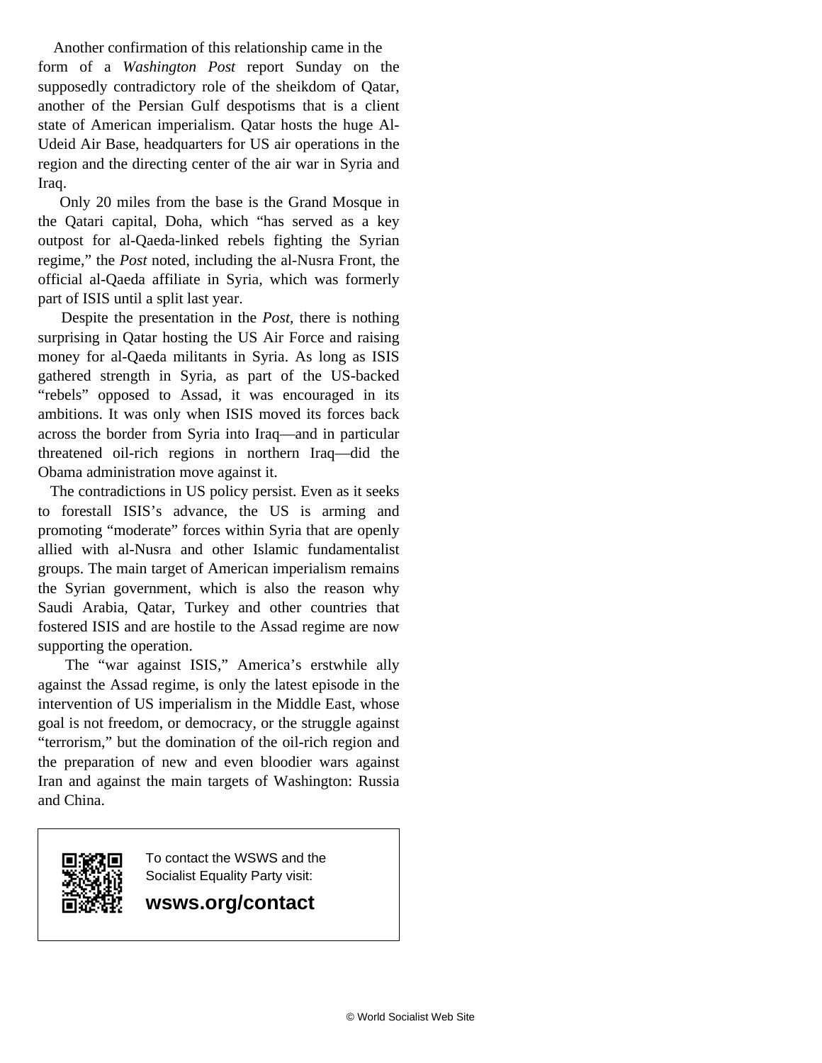Another confirmation of this relationship came in the form of a *Washington Post* report Sunday on the supposedly contradictory role of the sheikdom of Qatar, another of the Persian Gulf despotisms that is a client state of American imperialism. Qatar hosts the huge Al-Udeid Air Base, headquarters for US air operations in the region and the directing center of the air war in Syria and Iraq.

Only 20 miles from the base is the Grand Mosque in the Qatari capital, Doha, which "has served as a key outpost for al-Qaeda-linked rebels fighting the Syrian regime," the *Post* noted, including the al-Nusra Front, the official al-Qaeda affiliate in Syria, which was formerly part of ISIS until a split last year.

Despite the presentation in the *Post*, there is nothing surprising in Qatar hosting the US Air Force and raising money for al-Qaeda militants in Syria. As long as ISIS gathered strength in Syria, as part of the US-backed "rebels" opposed to Assad, it was encouraged in its ambitions. It was only when ISIS moved its forces back across the border from Syria into Iraq—and in particular threatened oil-rich regions in northern Iraq—did the Obama administration move against it.

The contradictions in US policy persist. Even as it seeks to forestall ISIS's advance, the US is arming and promoting "moderate" forces within Syria that are openly allied with al-Nusra and other Islamic fundamentalist groups. The main target of American imperialism remains the Syrian government, which is also the reason why Saudi Arabia, Qatar, Turkey and other countries that fostered ISIS and are hostile to the Assad regime are now supporting the operation.

The "war against ISIS," America's erstwhile ally against the Assad regime, is only the latest episode in the intervention of US imperialism in the Middle East, whose goal is not freedom, or democracy, or the struggle against "terrorism," but the domination of the oil-rich region and the preparation of new and even bloodier wars against Iran and against the main targets of Washington: Russia and China.

To contact the WSWS and the Socialist Equality Party visit:

**wsws.org/contact**